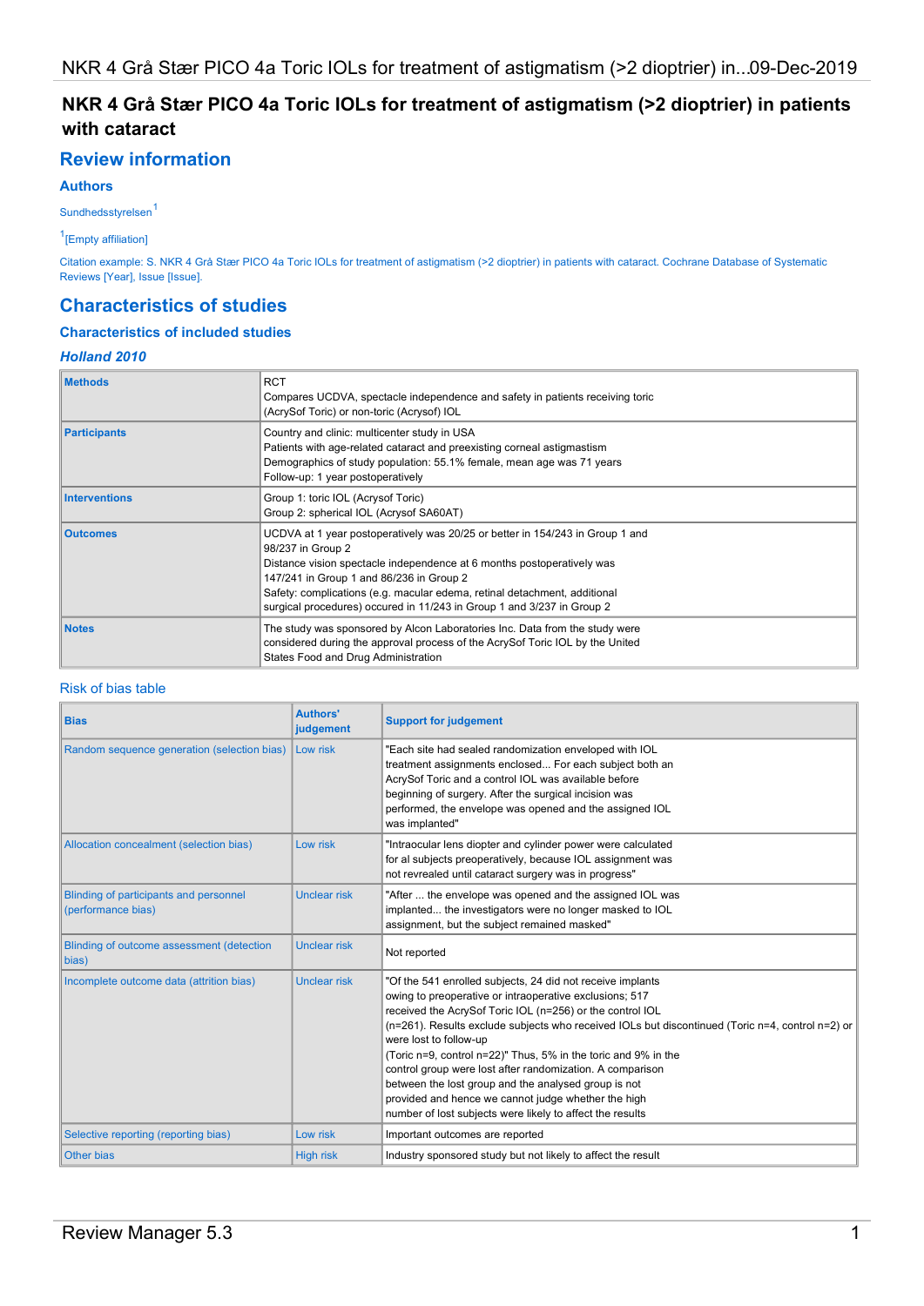# NKR 4 Grå Stær PICO 4a Toric IOLs for treatment of astigmatism (>2 dioptrier) in patients with cataract

## Review information

### Authors

Sundhedsstyrelsen[1]

[1][Empty affiliation]

Citation example: S. NKR 4 Grå Stær PICO 4a Toric IOLs for treatment of astigmatism (>2 dioptrier) in patients with cataract. Cochrane Database of Systematic Reviews [Year], Issue [Issue].

## Characteristics of studies

### Characteristics of included studies

#### *Holland 2010*

| | |
|---|---|
| **Methods** | RCT<br>Compares UCDVA, spectacle independence and safety in patients receiving toric (AcrySof Toric) or non-toric (Acrysof) IOL |
| **Participants** | Country and clinic: multicenter study in USA<br>Patients with age-related cataract and preexisting corneal astigmastism<br>Demographics of study population: 55.1% female, mean age was 71 years<br>Follow-up: 1 year postoperatively |
| **Interventions** | Group 1: toric IOL (Acrysof Toric)<br>Group 2: spherical IOL (Acrysof SA60AT) |
| **Outcomes** | UCDVA at 1 year postoperatively was 20/25 or better in 154/243 in Group 1 and 98/237 in Group 2<br>Distance vision spectacle independence at 6 months postoperatively was 147/241 in Group 1 and 86/236 in Group 2<br>Safety: complications (e.g. macular edema, retinal detachment, additional surgical procedures) occured in 11/243 in Group 1 and 3/237 in Group 2 |
| **Notes** | The study was sponsored by Alcon Laboratories Inc. Data from the study were considered during the approval process of the AcrySof Toric IOL by the United States Food and Drug Administration |

Risk of bias table

| Bias | Authors' judgement | Support for judgement |
|---|---|---|
| Random sequence generation (selection bias) | Low risk | "Each site had sealed randomization enveloped with IOL treatment assignments enclosed... For each subject both an AcrySof Toric and a control IOL was available before beginning of surgery. After the surgical incision was performed, the envelope was opened and the assigned IOL was implanted" |
| Allocation concealment (selection bias) | Low risk | "Intraocular lens diopter and cylinder power were calculated for al subjects preoperatively, because IOL assignment was not revrealed until cataract surgery was in progress" |
| Blinding of participants and personnel (performance bias) | Unclear risk | "After ... the envelope was opened and the assigned IOL was implanted... the investigators were no longer masked to IOL assignment, but the subject remained masked" |
| Blinding of outcome assessment (detection bias) | Unclear risk | Not reported |
| Incomplete outcome data (attrition bias) | Unclear risk | "Of the 541 enrolled subjects, 24 did not receive implants owing to preoperative or intraoperative exclusions; 517 received the AcrySof Toric IOL (n=256) or the control IOL (n=261). Results exclude subjects who received IOLs but discontinued (Toric n=4, control n=2) or were lost to follow-up (Toric n=9, control n=22)" Thus, 5% in the toric and 9% in the control group were lost after randomization. A comparison between the lost group and the analysed group is not provided and hence we cannot judge whether the high number of lost subjects were likely to affect the results |
| Selective reporting (reporting bias) | Low risk | Important outcomes are reported |
| Other bias | High risk | Industry sponsored study but not likely to affect the result |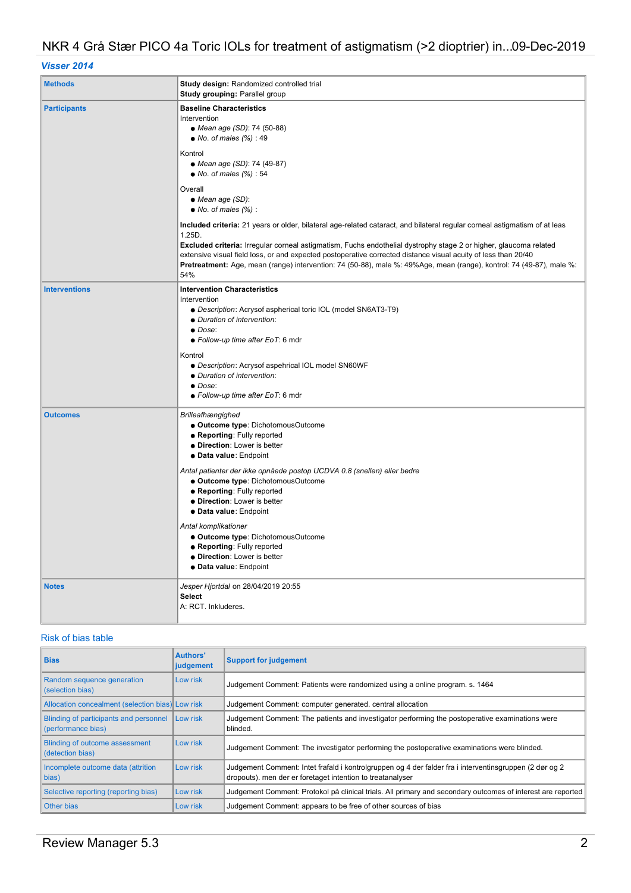## *Visser 2014*

| | |
|---|---|
| **Methods** | **Study design:** Randomized controlled trial<br>**Study grouping:** Parallel group |
| **Participants** | **Baseline Characteristics**<br>Intervention<br>● *Mean age (SD)*: 74 (50-88)<br>● *No. of males (%)* : 49<br><br>Kontrol<br>● *Mean age (SD)*: 74 (49-87)<br>● *No. of males (%)* : 54<br><br>Overall<br>● *Mean age (SD)*:<br>● *No. of males (%)* :<br><br>**Included criteria:** 21 years or older, bilateral age-related cataract, and bilateral regular corneal astigmatism of at leas 1.25D.<br>**Excluded criteria:** Irregular corneal astigmatism, Fuchs endothelial dystrophy stage 2 or higher, glaucoma related extensive visual field loss, or and expected postoperative corrected distance visual acuity of less than 20/40<br>**Pretreatment:** Age, mean (range) intervention: 74 (50-88), male %: 49%Age, mean (range), kontrol: 74 (49-87), male %: 54% |
| **Interventions** | **Intervention Characteristics**<br>Intervention<br>● *Description*: Acrysof aspherical toric IOL (model SN6AT3-T9)<br>● *Duration of intervention*:<br>● *Dose*:<br>● *Follow-up time after EoT*: 6 mdr<br><br>Kontrol<br>● *Description*: Acrysof aspehrical IOL model SN60WF<br>● *Duration of intervention*:<br>● *Dose*:<br>● *Follow-up time after EoT*: 6 mdr |
| **Outcomes** | *Brilleafhængighed*<br>● **Outcome type**: DichotomousOutcome<br>● **Reporting**: Fully reported<br>● **Direction**: Lower is better<br>● **Data value**: Endpoint<br><br>*Antal patienter der ikke opnåede postop UCDVA 0.8 (snellen) eller bedre*<br>● **Outcome type**: DichotomousOutcome<br>● **Reporting**: Fully reported<br>● **Direction**: Lower is better<br>● **Data value**: Endpoint<br><br>*Antal komplikationer*<br>● **Outcome type**: DichotomousOutcome<br>● **Reporting**: Fully reported<br>● **Direction**: Lower is better<br>● **Data value**: Endpoint |
| **Notes** | *Jesper Hjortdal* on 28/04/2019 20:55<br>**Select**<br>A: RCT. Inkluderes. |

### Risk of bias table

| Bias | Authors' judgement | Support for judgement |
|---|---|---|
| Random sequence generation (selection bias) | Low risk | Judgement Comment: Patients were randomized using a online program. s. 1464 |
| Allocation concealment (selection bias) | Low risk | Judgement Comment: computer generated. central allocation |
| Blinding of participants and personnel (performance bias) | Low risk | Judgement Comment: The patients and investigator performing the postoperative examinations were blinded. |
| Blinding of outcome assessment (detection bias) | Low risk | Judgement Comment: The investigator performing the postoperative examinations were blinded. |
| Incomplete outcome data (attrition bias) | Low risk | Judgement Comment: Intet frafald i kontrolgruppen og 4 der falder fra i interventinsgruppen (2 død og 2 dropouts). men der er foretaget intention to treatanalyser |
| Selective reporting (reporting bias) | Low risk | Judgement Comment: Protokol på clinical trials. All primary and secondary outcomes of interest are reported |
| Other bias | Low risk | Judgement Comment: appears to be free of other sources of bias |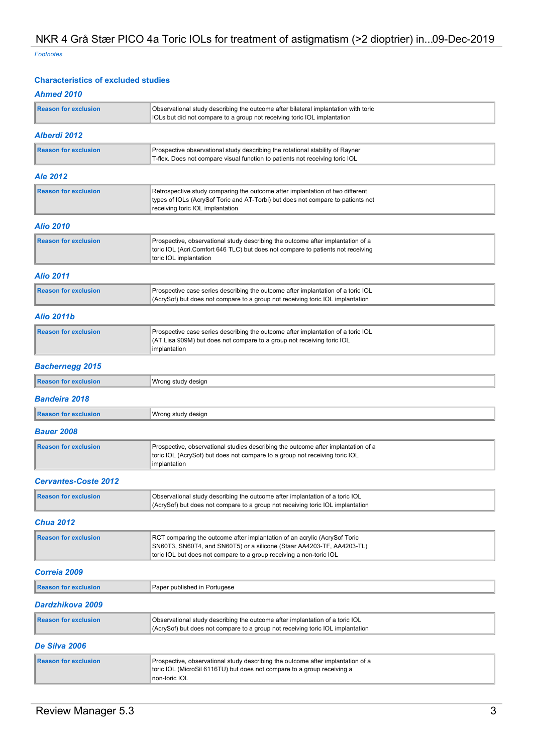*Footnotes*

## Characteristics of excluded studies

### *Ahmed 2010*

| Reason for exclusion | Observational study describing the outcome after bilateral implantation with toric IOLs but did not compare to a group not receiving toric IOL implantation |
|---|---|

### *Alberdi 2012*

| Reason for exclusion | Prospective observational study describing the rotational stability of Rayner T-flex. Does not compare visual function to patients not receiving toric IOL |
|---|---|

### *Ale 2012*

| Reason for exclusion | Retrospective study comparing the outcome after implantation of two different types of IOLs (AcrySof Toric and AT-Torbi) but does not compare to patients not receiving toric IOL implantation |
|---|---|

### *Alio 2010*

| Reason for exclusion | Prospective, observational study describing the outcome after implantation of a toric IOL (Acri.Comfort 646 TLC) but does not compare to patients not receiving toric IOL implantation |
|---|---|

### *Alio 2011*

| Reason for exclusion | Prospective case series describing the outcome after implantation of a toric IOL (AcrySof) but does not compare to a group not receiving toric IOL implantation |
|---|---|

### *Alio 2011b*

| Reason for exclusion | Prospective case series describing the outcome after implantation of a toric IOL (AT Lisa 909M) but does not compare to a group not receiving toric IOL implantation |
|---|---|

### *Bachernegg 2015*

| Reason for exclusion | Wrong study design |
|---|---|

### *Bandeira 2018*

| Reason for exclusion | Wrong study design |
|---|---|

### *Bauer 2008*

| Reason for exclusion | Prospective, observational studies describing the outcome after implantation of a toric IOL (AcrySof) but does not compare to a group not receiving toric IOL implantation |
|---|---|

### *Cervantes-Coste 2012*

| Reason for exclusion | Observational study describing the outcome after implantation of a toric IOL (AcrySof) but does not compare to a group not receiving toric IOL implantation |
|---|---|

### *Chua 2012*

| Reason for exclusion | RCT comparing the outcome after implantation of an acrylic (AcrySof Toric SN60T3, SN60T4, and SN60T5) or a silicone (Staar AA4203-TF, AA4203-TL) toric IOL but does not compare to a group receiving a non-toric IOL |
|---|---|

### *Correia 2009*

| Reason for exclusion | Paper published in Portugese |
|---|---|

### *Dardzhikova 2009*

| Reason for exclusion | Observational study describing the outcome after implantation of a toric IOL (AcrySof) but does not compare to a group not receiving toric IOL implantation |
|---|---|

### *De Silva 2006*

| Reason for exclusion | Prospective, observational study describing the outcome after implantation of a toric IOL (MicroSil 6116TU) but does not compare to a group receiving a non-toric IOL |
|---|---|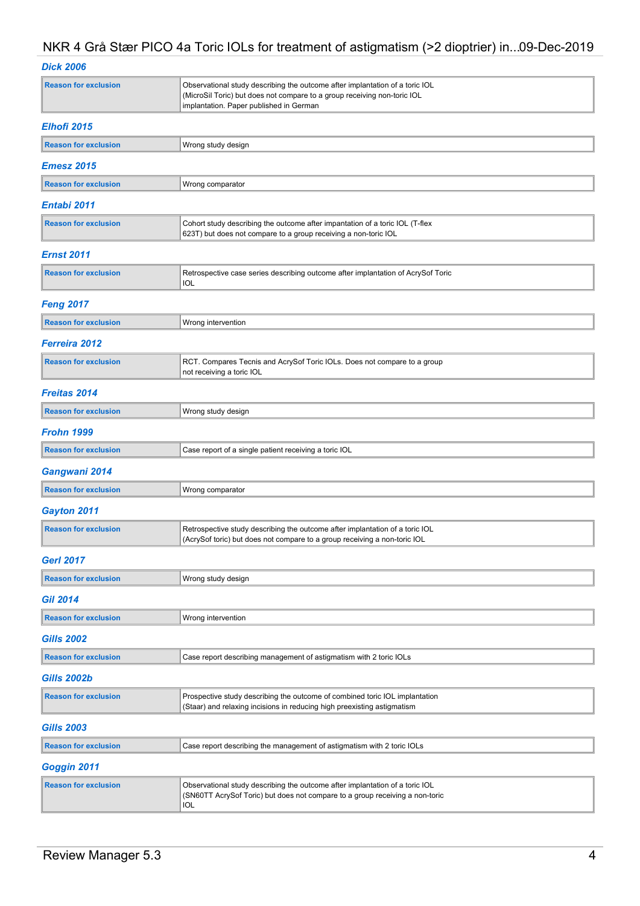### Dick 2006

| Reason for exclusion | Observational study describing the outcome after implantation of a toric IOL (MicroSil Toric) but does not compare to a group receiving non-toric IOL implantation. Paper published in German |
|---|---|

### Elhofi 2015

| Reason for exclusion | Wrong study design |
|---|---|

### Emesz 2015

| Reason for exclusion | Wrong comparator |
|---|---|

### Entabi 2011

| Reason for exclusion | Cohort study describing the outcome after impantation of a toric IOL (T-flex 623T) but does not compare to a group receiving a non-toric IOL |
|---|---|

### Ernst 2011

| Reason for exclusion | Retrospective case series describing outcome after implantation of AcrySof Toric IOL |
|---|---|

### Feng 2017

| Reason for exclusion | Wrong intervention |
|---|---|

### Ferreira 2012

| Reason for exclusion | RCT. Compares Tecnis and AcrySof Toric IOLs. Does not compare to a group not receiving a toric IOL |
|---|---|

### Freitas 2014

| Reason for exclusion | Wrong study design |
|---|---|

### Frohn 1999

| Reason for exclusion | Case report of a single patient receiving a toric IOL |
|---|---|

### Gangwani 2014

| Reason for exclusion | Wrong comparator |
|---|---|

### Gayton 2011

| Reason for exclusion | Retrospective study describing the outcome after implantation of a toric IOL (AcrySof toric) but does not compare to a group receiving a non-toric IOL |
|---|---|

### Gerl 2017

| Reason for exclusion | Wrong study design |
|---|---|

### Gil 2014

| Reason for exclusion | Wrong intervention |
|---|---|

### Gills 2002

| Reason for exclusion | Case report describing management of astigmatism with 2 toric IOLs |
|---|---|

### Gills 2002b

| Reason for exclusion | Prospective study describing the outcome of combined toric IOL implantation (Staar) and relaxing incisions in reducing high preexisting astigmatism |
|---|---|

### Gills 2003

| Reason for exclusion | Case report describing the management of astigmatism with 2 toric IOLs |
|---|---|

### Goggin 2011

| Reason for exclusion | Observational study describing the outcome after implantation of a toric IOL (SN60TT AcrySof Toric) but does not compare to a group receiving a non-toric IOL |
|---|---|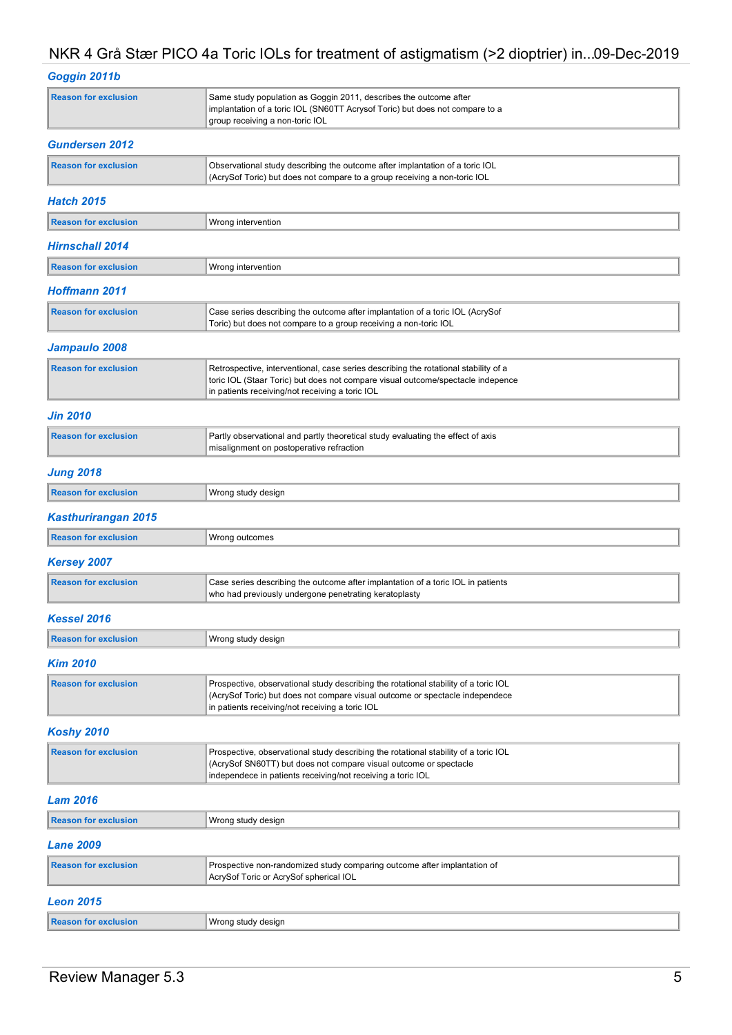### Goggin 2011b

| Reason for exclusion | Same study population as Goggin 2011, describes the outcome after implantation of a toric IOL (SN60TT Acrysof Toric) but does not compare to a group receiving a non-toric IOL |
|---|---|

### Gundersen 2012

| Reason for exclusion | Observational study describing the outcome after implantation of a toric IOL (AcrySof Toric) but does not compare to a group receiving a non-toric IOL |
|---|---|

### Hatch 2015

| Reason for exclusion | Wrong intervention |
|---|---|

### Hirnschall 2014

| Reason for exclusion | Wrong intervention |
|---|---|

### Hoffmann 2011

| Reason for exclusion | Case series describing the outcome after implantation of a toric IOL (AcrySof Toric) but does not compare to a group receiving a non-toric IOL |
|---|---|

### Jampaulo 2008

| Reason for exclusion | Retrospective, interventional, case series describing the rotational stability of a toric IOL (Staar Toric) but does not compare visual outcome/spectacle indepence in patients receiving/not receiving a toric IOL |
|---|---|

### Jin 2010

| Reason for exclusion | Partly observational and partly theoretical study evaluating the effect of axis misalignment on postoperative refraction |
|---|---|

### Jung 2018

| Reason for exclusion | Wrong study design |
|---|---|

### Kasthurirangan 2015

| Reason for exclusion | Wrong outcomes |
|---|---|

### Kersey 2007

| Reason for exclusion | Case series describing the outcome after implantation of a toric IOL in patients who had previously undergone penetrating keratoplasty |
|---|---|

### Kessel 2016

| Reason for exclusion | Wrong study design |
|---|---|

### Kim 2010

| Reason for exclusion | Prospective, observational study describing the rotational stability of a toric IOL (AcrySof Toric) but does not compare visual outcome or spectacle independece in patients receiving/not receiving a toric IOL |
|---|---|

### Koshy 2010

| Reason for exclusion | Prospective, observational study describing the rotational stability of a toric IOL (AcrySof SN60TT) but does not compare visual outcome or spectacle independece in patients receiving/not receiving a toric IOL |
|---|---|

### Lam 2016

| Reason for exclusion | Wrong study design |
|---|---|

### Lane 2009

| Reason for exclusion | Prospective non-randomized study comparing outcome after implantation of AcrySof Toric or AcrySof spherical IOL |
|---|---|

### Leon 2015

| Reason for exclusion | Wrong study design |
|---|---|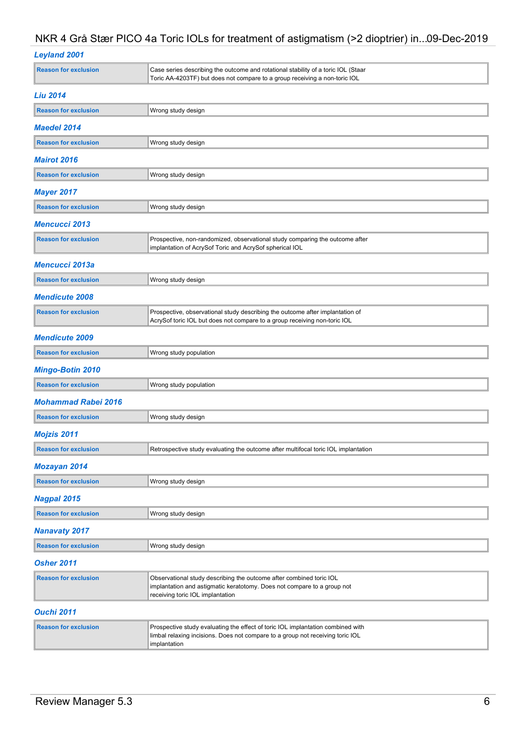### Leyland 2001

| Reason for exclusion | Case series describing the outcome and rotational stability of a toric IOL (Staar Toric AA-4203TF) but does not compare to a group receiving a non-toric IOL |
|---|---|

### Liu 2014

| Reason for exclusion | Wrong study design |
|---|---|

### Maedel 2014

| Reason for exclusion | Wrong study design |
|---|---|

### Mairot 2016

| Reason for exclusion | Wrong study design |
|---|---|

### Mayer 2017

| Reason for exclusion | Wrong study design |
|---|---|

### Mencucci 2013

| Reason for exclusion | Prospective, non-randomized, observational study comparing the outcome after implantation of AcrySof Toric and AcrySof spherical IOL |
|---|---|

### Mencucci 2013a

| Reason for exclusion | Wrong study design |
|---|---|

### Mendicute 2008

| Reason for exclusion | Prospective, observational study describing the outcome after implantation of AcrySof toric IOL but does not compare to a group receiving non-toric IOL |
|---|---|

### Mendicute 2009

| Reason for exclusion | Wrong study population |
|---|---|

### Mingo-Botin 2010

| Reason for exclusion | Wrong study population |
|---|---|

### Mohammad Rabei 2016

| Reason for exclusion | Wrong study design |
|---|---|

### Mojzis 2011

| Reason for exclusion | Retrospective study evaluating the outcome after multifocal toric IOL implantation |
|---|---|

### Mozayan 2014

| Reason for exclusion | Wrong study design |
|---|---|

### Nagpal 2015

| Reason for exclusion | Wrong study design |
|---|---|

### Nanavaty 2017

| Reason for exclusion | Wrong study design |
|---|---|

### Osher 2011

| Reason for exclusion | Observational study describing the outcome after combined toric IOL implantation and astigmatic keratotomy. Does not compare to a group not receiving toric IOL implantation |
|---|---|

### Ouchi 2011

| Reason for exclusion | Prospective study evaluating the effect of toric IOL implantation combined with limbal relaxing incisions. Does not compare to a group not receiving toric IOL implantation |
|---|---|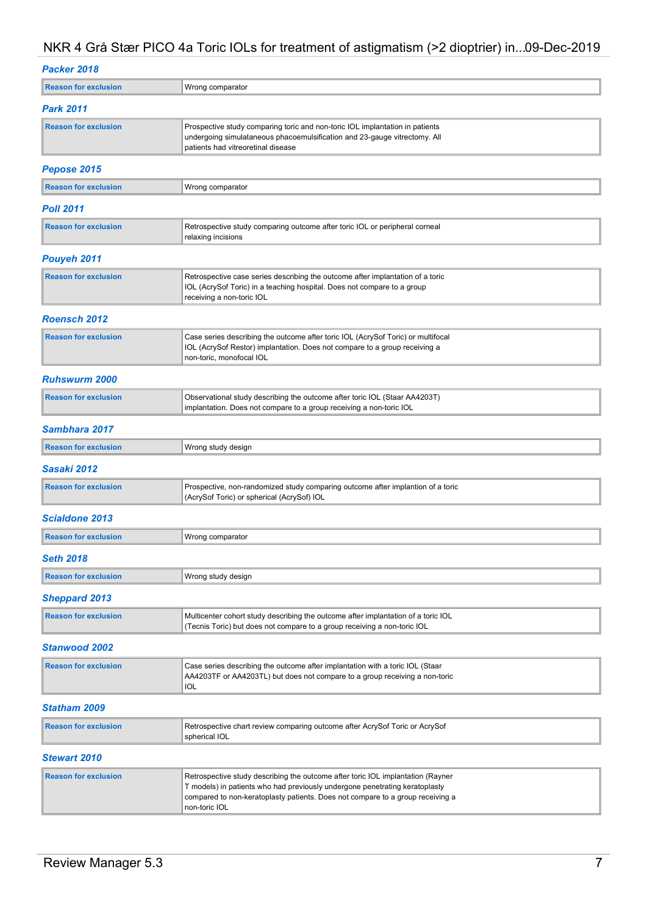### Packer 2018

| Reason for exclusion | Wrong comparator |
|---|---|

### Park 2011

| Reason for exclusion | Prospective study comparing toric and non-toric IOL implantation in patients undergoing simulataneous phacoemulsification and 23-gauge vitrectomy. All patients had vitreoretinal disease |
|---|---|

### Pepose 2015

| Reason for exclusion | Wrong comparator |
|---|---|

### Poll 2011

| Reason for exclusion | Retrospective study comparing outcome after toric IOL or peripheral corneal relaxing incisions |
|---|---|

### Pouyeh 2011

| Reason for exclusion | Retrospective case series describing the outcome after implantation of a toric IOL (AcrySof Toric) in a teaching hospital. Does not compare to a group receiving a non-toric IOL |
|---|---|

### Roensch 2012

| Reason for exclusion | Case series describing the outcome after toric IOL (AcrySof Toric) or multifocal IOL (AcrySof Restor) implantation. Does not compare to a group receiving a non-toric, monofocal IOL |
|---|---|

### Ruhswurm 2000

| Reason for exclusion | Observational study describing the outcome after toric IOL (Staar AA4203T) implantation. Does not compare to a group receiving a non-toric IOL |
|---|---|

### Sambhara 2017

| Reason for exclusion | Wrong study design |
|---|---|

### Sasaki 2012

| Reason for exclusion | Prospective, non-randomized study comparing outcome after implantion of a toric (AcrySof Toric) or spherical (AcrySof) IOL |
|---|---|

### Scialdone 2013

| Reason for exclusion | Wrong comparator |
|---|---|

### Seth 2018

| Reason for exclusion | Wrong study design |
|---|---|

### Sheppard 2013

| Reason for exclusion | Multicenter cohort study describing the outcome after implantation of a toric IOL (Tecnis Toric) but does not compare to a group receiving a non-toric IOL |
|---|---|

### Stanwood 2002

| Reason for exclusion | Case series describing the outcome after implantation with a toric IOL (Staar AA4203TF or AA4203TL) but does not compare to a group receiving a non-toric IOL |
|---|---|

### Statham 2009

| Reason for exclusion | Retrospective chart review comparing outcome after AcrySof Toric or AcrySof spherical IOL |
|---|---|

### Stewart 2010

| Reason for exclusion | Retrospective study describing the outcome after toric IOL implantation (Rayner T models) in patients who had previously undergone penetrating keratoplasty compared to non-keratoplasty patients. Does not compare to a group receiving a non-toric IOL |
|---|---|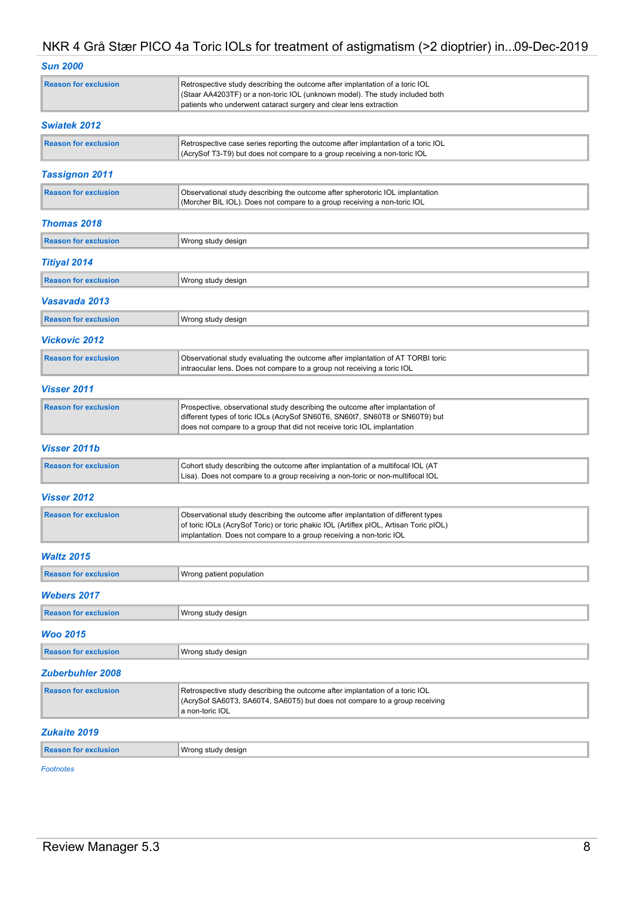### Sun 2000

| Reason for exclusion | Retrospective study describing the outcome after implantation of a toric IOL (Staar AA4203TF) or a non-toric IOL (unknown model). The study included both patients who underwent cataract surgery and clear lens extraction |
|---|---|

### Swiatek 2012

| Reason for exclusion | Retrospective case series reporting the outcome after implantation of a toric IOL (AcrySof T3-T9) but does not compare to a group receiving a non-toric IOL |
|---|---|

### Tassignon 2011

| Reason for exclusion | Observational study describing the outcome after spherotoric IOL implantation (Morcher BIL IOL). Does not compare to a group receiving a non-toric IOL |
|---|---|

### Thomas 2018

| Reason for exclusion | Wrong study design |
|---|---|

### Titiyal 2014

| Reason for exclusion | Wrong study design |
|---|---|

### Vasavada 2013

| Reason for exclusion | Wrong study design |
|---|---|

### Vickovic 2012

| Reason for exclusion | Observational study evaluating the outcome after implantation of AT TORBI toric intraocular lens. Does not compare to a group not receiving a toric IOL |
|---|---|

### Visser 2011

| Reason for exclusion | Prospective, observational study describing the outcome after implantation of different types of toric IOLs (AcrySof SN60T6, SN60t7, SN60T8 or SN60T9) but does not compare to a group that did not receive toric IOL implantation |
|---|---|

### Visser 2011b

| Reason for exclusion | Cohort study describing the outcome after implantation of a multifocal IOL (AT Lisa). Does not compare to a group receiving a non-toric or non-multifocal IOL |
|---|---|

### Visser 2012

| Reason for exclusion | Observational study describing the outcome after implantation of different types of toric IOLs (AcrySof Toric) or toric phakic IOL (Artiflex pIOL, Artisan Toric pIOL) implantation. Does not compare to a group receiving a non-toric IOL |
|---|---|

### Waltz 2015

| Reason for exclusion | Wrong patient population |
|---|---|

### Webers 2017

| Reason for exclusion | Wrong study design |
|---|---|

### Woo 2015

| Reason for exclusion | Wrong study design |
|---|---|

### Zuberbuhler 2008

| Reason for exclusion | Retrospective study describing the outcome after implantation of a toric IOL (AcrySof SA60T3, SA60T4, SA60T5) but does not compare to a group receiving a non-toric IOL |
|---|---|

### Zukaite 2019

| Reason for exclusion | Wrong study design |
|---|---|

*Footnotes*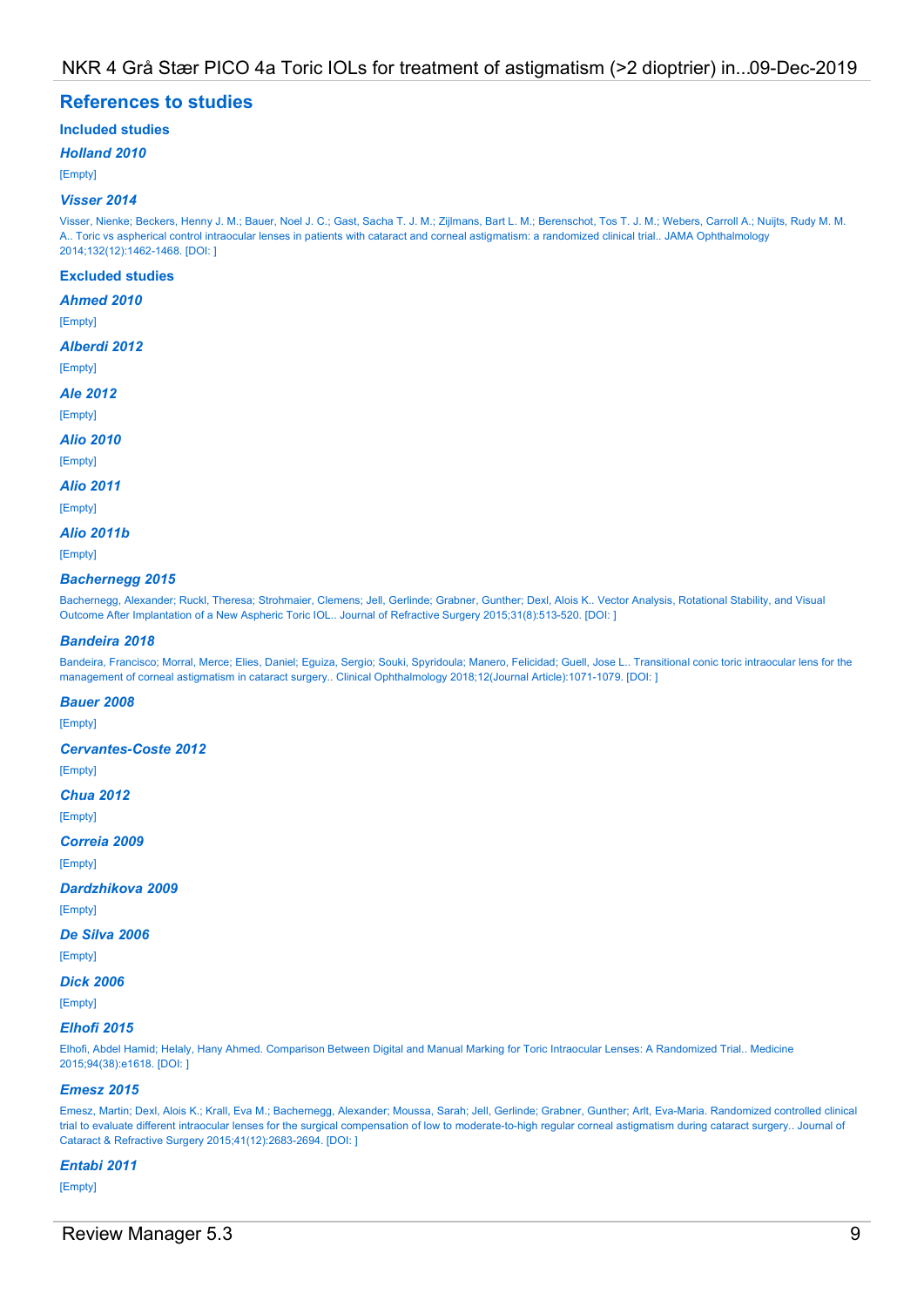## References to studies

### Included studies

#### *Holland 2010*

[Empty]

#### *Visser 2014*

Visser, Nienke; Beckers, Henny J. M.; Bauer, Noel J. C.; Gast, Sacha T. J. M.; Zijlmans, Bart L. M.; Berenschot, Tos T. J. M.; Webers, Carroll A.; Nuijts, Rudy M. M. A.. Toric vs aspherical control intraocular lenses in patients with cataract and corneal astigmatism: a randomized clinical trial.. JAMA Ophthalmology 2014;132(12):1462-1468. [DOI: ]

### Excluded studies

#### *Ahmed 2010*

[Empty]

#### *Alberdi 2012*

[Empty]

#### *Ale 2012*

[Empty]

#### *Alio 2010*

[Empty]

#### *Alio 2011*

[Empty]

#### *Alio 2011b*

[Empty]

#### *Bachernegg 2015*

Bachernegg, Alexander; Ruckl, Theresa; Strohmaier, Clemens; Jell, Gerlinde; Grabner, Gunther; Dexl, Alois K.. Vector Analysis, Rotational Stability, and Visual Outcome After Implantation of a New Aspheric Toric IOL.. Journal of Refractive Surgery 2015;31(8):513-520. [DOI: ]

#### *Bandeira 2018*

Bandeira, Francisco; Morral, Merce; Elies, Daniel; Eguiza, Sergio; Souki, Spyridoula; Manero, Felicidad; Guell, Jose L.. Transitional conic toric intraocular lens for the management of corneal astigmatism in cataract surgery.. Clinical Ophthalmology 2018;12(Journal Article):1071-1079. [DOI: ]

#### *Bauer 2008*

[Empty]

#### *Cervantes-Coste 2012*

[Empty]

#### *Chua 2012*

[Empty]

#### *Correia 2009*

[Empty]

#### *Dardzhikova 2009*

[Empty]

#### *De Silva 2006*

[Empty]

#### *Dick 2006*

[Empty]

#### *Elhofi 2015*

Elhofi, Abdel Hamid; Helaly, Hany Ahmed. Comparison Between Digital and Manual Marking for Toric Intraocular Lenses: A Randomized Trial.. Medicine 2015;94(38):e1618. [DOI: ]

#### *Emesz 2015*

Emesz, Martin; Dexl, Alois K.; Krall, Eva M.; Bachernegg, Alexander; Moussa, Sarah; Jell, Gerlinde; Grabner, Gunther; Arlt, Eva-Maria. Randomized controlled clinical trial to evaluate different intraocular lenses for the surgical compensation of low to moderate-to-high regular corneal astigmatism during cataract surgery.. Journal of Cataract & Refractive Surgery 2015;41(12):2683-2694. [DOI: ]

#### *Entabi 2011*

[Empty]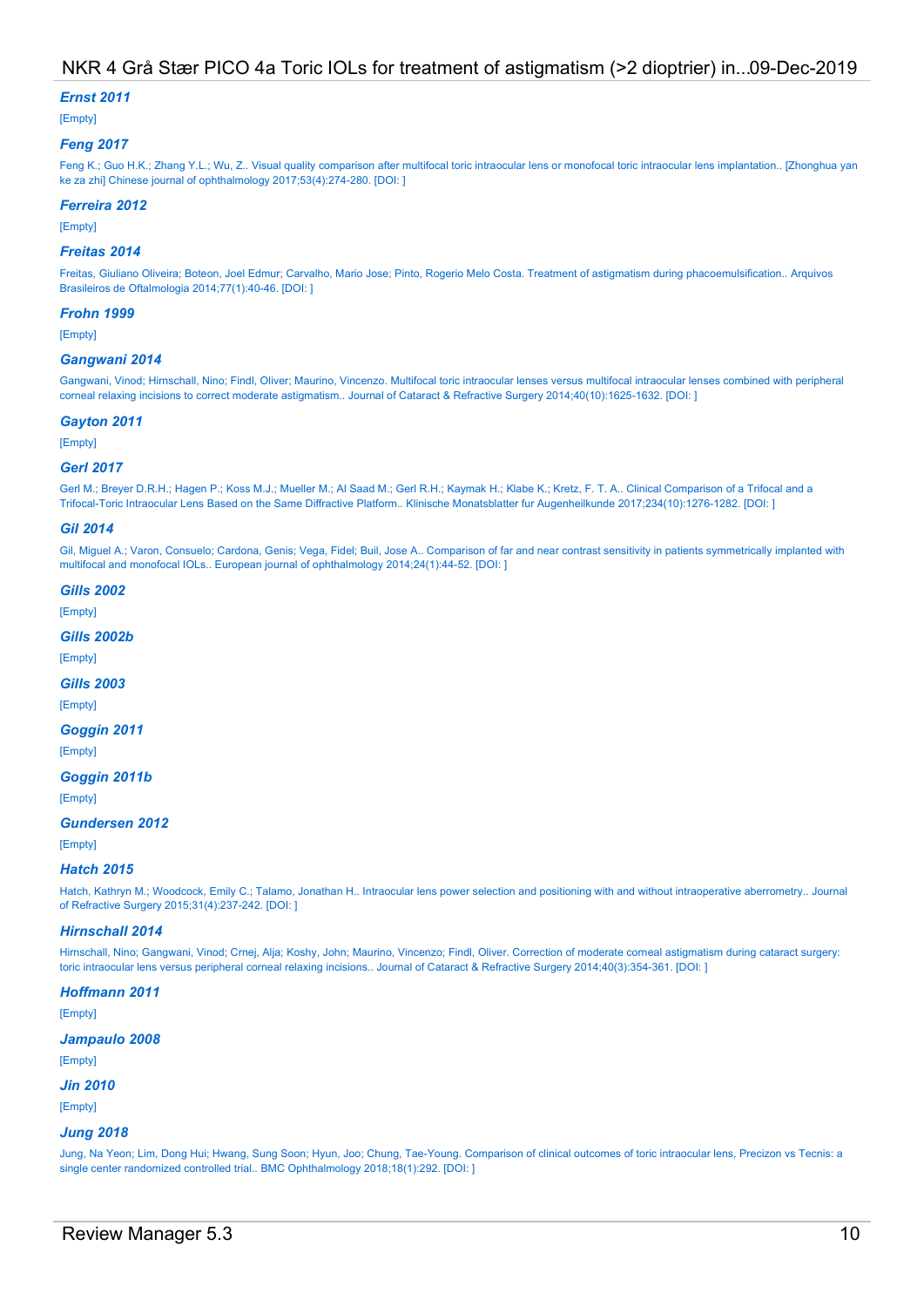### *Ernst 2011*

[Empty]

### *Feng 2017*

Feng K.; Guo H.K.; Zhang Y.L.; Wu, Z.. Visual quality comparison after multifocal toric intraocular lens or monofocal toric intraocular lens implantation.. [Zhonghua yan ke za zhi] Chinese journal of ophthalmology 2017;53(4):274-280. [DOI: ]

### *Ferreira 2012*

[Empty]

### *Freitas 2014*

Freitas, Giuliano Oliveira; Boteon, Joel Edmur; Carvalho, Mario Jose; Pinto, Rogerio Melo Costa. Treatment of astigmatism during phacoemulsification.. Arquivos Brasileiros de Oftalmologia 2014;77(1):40-46. [DOI: ]

### *Frohn 1999*

[Empty]

### *Gangwani 2014*

Gangwani, Vinod; Hirnschall, Nino; Findl, Oliver; Maurino, Vincenzo. Multifocal toric intraocular lenses versus multifocal intraocular lenses combined with peripheral corneal relaxing incisions to correct moderate astigmatism.. Journal of Cataract & Refractive Surgery 2014;40(10):1625-1632. [DOI: ]

### *Gayton 2011*

[Empty]

### *Gerl 2017*

Gerl M.; Breyer D.R.H.; Hagen P.; Koss M.J.; Mueller M.; Al Saad M.; Gerl R.H.; Kaymak H.; Klabe K.; Kretz, F. T. A.. Clinical Comparison of a Trifocal and a Trifocal-Toric Intraocular Lens Based on the Same Diffractive Platform.. Klinische Monatsblatter fur Augenheilkunde 2017;234(10):1276-1282. [DOI: ]

### *Gil 2014*

Gil, Miguel A.; Varon, Consuelo; Cardona, Genis; Vega, Fidel; Buil, Jose A.. Comparison of far and near contrast sensitivity in patients symmetrically implanted with multifocal and monofocal IOLs.. European journal of ophthalmology 2014;24(1):44-52. [DOI: ]

### *Gills 2002*

[Empty]

### *Gills 2002b*

[Empty]

### *Gills 2003*

[Empty]

### *Goggin 2011*

[Empty]

### *Goggin 2011b*

[Empty]

### *Gundersen 2012*

[Empty]

### *Hatch 2015*

Hatch, Kathryn M.; Woodcock, Emily C.; Talamo, Jonathan H.. Intraocular lens power selection and positioning with and without intraoperative aberrometry.. Journal of Refractive Surgery 2015;31(4):237-242. [DOI: ]

### *Hirnschall 2014*

Hirnschall, Nino; Gangwani, Vinod; Crnej, Alja; Koshy, John; Maurino, Vincenzo; Findl, Oliver. Correction of moderate corneal astigmatism during cataract surgery: toric intraocular lens versus peripheral corneal relaxing incisions.. Journal of Cataract & Refractive Surgery 2014;40(3):354-361. [DOI: ]

### *Hoffmann 2011*

[Empty]

### *Jampaulo 2008*

[Empty]

### *Jin 2010*

[Empty]

### *Jung 2018*

Jung, Na Yeon; Lim, Dong Hui; Hwang, Sung Soon; Hyun, Joo; Chung, Tae-Young. Comparison of clinical outcomes of toric intraocular lens, Precizon vs Tecnis: a single center randomized controlled trial.. BMC Ophthalmology 2018;18(1):292. [DOI: ]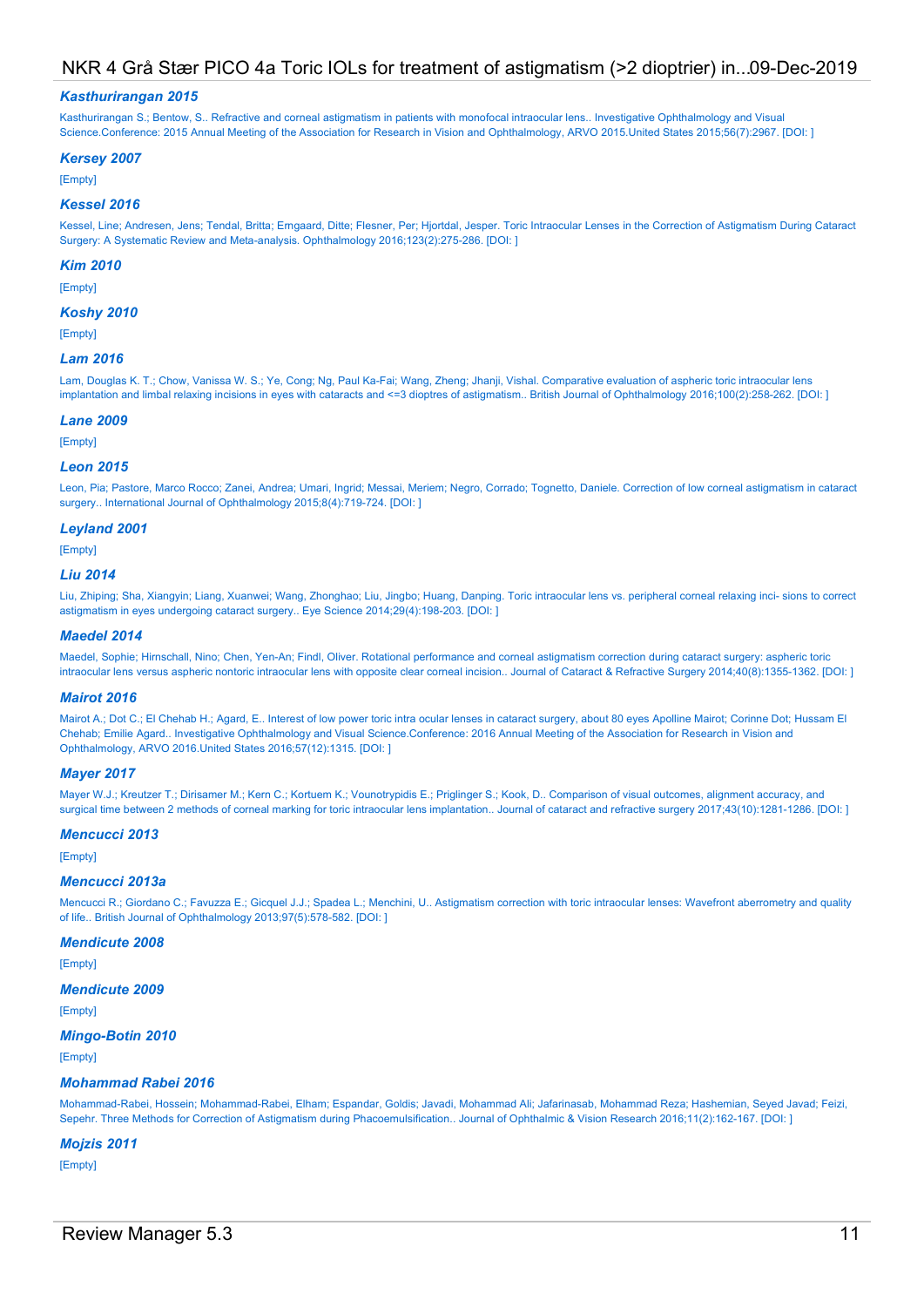### *Kasthurirangan 2015*

Kasthurirangan S.; Bentow, S.. Refractive and corneal astigmatism in patients with monofocal intraocular lens.. Investigative Ophthalmology and Visual Science.Conference: 2015 Annual Meeting of the Association for Research in Vision and Ophthalmology, ARVO 2015.United States 2015;56(7):2967. [DOI: ]

### *Kersey 2007*

[Empty]

### *Kessel 2016*

Kessel, Line; Andresen, Jens; Tendal, Britta; Erngaard, Ditte; Flesner, Per; Hjortdal, Jesper. Toric Intraocular Lenses in the Correction of Astigmatism During Cataract Surgery: A Systematic Review and Meta-analysis. Ophthalmology 2016;123(2):275-286. [DOI: ]

### *Kim 2010*

[Empty]

### *Koshy 2010*

[Empty]

### *Lam 2016*

Lam, Douglas K. T.; Chow, Vanissa W. S.; Ye, Cong; Ng, Paul Ka-Fai; Wang, Zheng; Jhanji, Vishal. Comparative evaluation of aspheric toric intraocular lens implantation and limbal relaxing incisions in eyes with cataracts and <=3 dioptres of astigmatism.. British Journal of Ophthalmology 2016;100(2):258-262. [DOI: ]

### *Lane 2009*

[Empty]

### *Leon 2015*

Leon, Pia; Pastore, Marco Rocco; Zanei, Andrea; Umari, Ingrid; Messai, Meriem; Negro, Corrado; Tognetto, Daniele. Correction of low corneal astigmatism in cataract surgery.. International Journal of Ophthalmology 2015;8(4):719-724. [DOI: ]

### *Leyland 2001*

[Empty]

### *Liu 2014*

Liu, Zhiping; Sha, Xiangyin; Liang, Xuanwei; Wang, Zhonghao; Liu, Jingbo; Huang, Danping. Toric intraocular lens vs. peripheral corneal relaxing inci- sions to correct astigmatism in eyes undergoing cataract surgery.. Eye Science 2014;29(4):198-203. [DOI: ]

### *Maedel 2014*

Maedel, Sophie; Hirnschall, Nino; Chen, Yen-An; Findl, Oliver. Rotational performance and corneal astigmatism correction during cataract surgery: aspheric toric intraocular lens versus aspheric nontoric intraocular lens with opposite clear corneal incision.. Journal of Cataract & Refractive Surgery 2014;40(8):1355-1362. [DOI: ]

### *Mairot 2016*

Mairot A.; Dot C.; El Chehab H.; Agard, E.. Interest of low power toric intra ocular lenses in cataract surgery, about 80 eyes Apolline Mairot; Corinne Dot; Hussam El Chehab; Emilie Agard.. Investigative Ophthalmology and Visual Science.Conference: 2016 Annual Meeting of the Association for Research in Vision and Ophthalmology, ARVO 2016.United States 2016;57(12):1315. [DOI: ]

### *Mayer 2017*

Mayer W.J.; Kreutzer T.; Dirisamer M.; Kern C.; Kortuem K.; Vounotrypidis E.; Priglinger S.; Kook, D.. Comparison of visual outcomes, alignment accuracy, and surgical time between 2 methods of corneal marking for toric intraocular lens implantation.. Journal of cataract and refractive surgery 2017;43(10):1281-1286. [DOI: ]

### *Mencucci 2013*

[Empty]

### *Mencucci 2013a*

Mencucci R.; Giordano C.; Favuzza E.; Gicquel J.J.; Spadea L.; Menchini, U.. Astigmatism correction with toric intraocular lenses: Wavefront aberrometry and quality of life.. British Journal of Ophthalmology 2013;97(5):578-582. [DOI: ]

### *Mendicute 2008*

[Empty]

### *Mendicute 2009*

[Empty]

### *Mingo-Botin 2010*

[Empty]

### *Mohammad Rabei 2016*

Mohammad-Rabei, Hossein; Mohammad-Rabei, Elham; Espandar, Goldis; Javadi, Mohammad Ali; Jafarinasab, Mohammad Reza; Hashemian, Seyed Javad; Feizi, Sepehr. Three Methods for Correction of Astigmatism during Phacoemulsification.. Journal of Ophthalmic & Vision Research 2016;11(2):162-167. [DOI: ]

### *Mojzis 2011*

[Empty]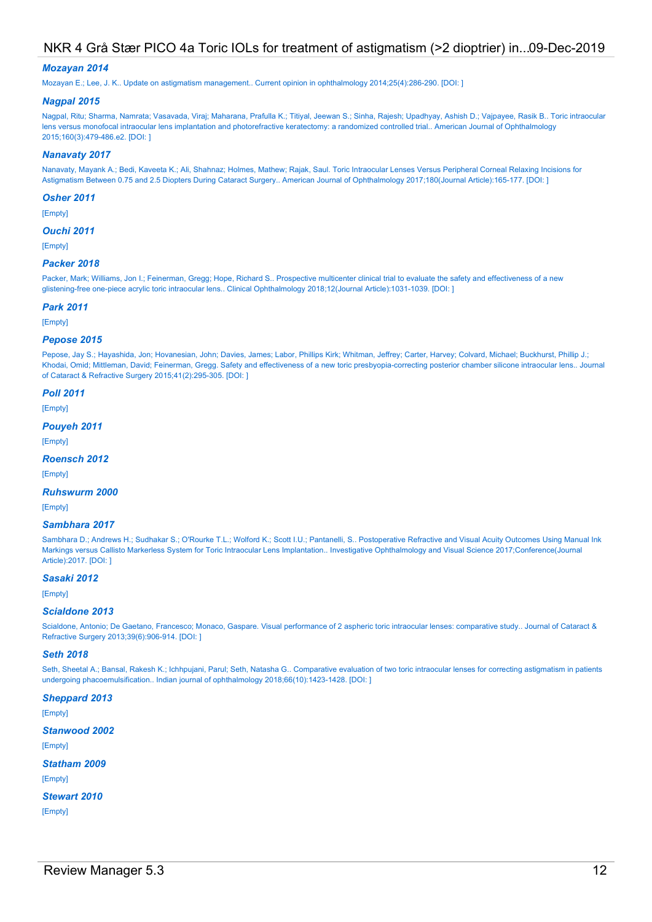### *Mozayan 2014*

Mozayan E.; Lee, J. K.. Update on astigmatism management.. Current opinion in ophthalmology 2014;25(4):286-290. [DOI: ]

### *Nagpal 2015*

Nagpal, Ritu; Sharma, Namrata; Vasavada, Viraj; Maharana, Prafulla K.; Titiyal, Jeewan S.; Sinha, Rajesh; Upadhyay, Ashish D.; Vajpayee, Rasik B.. Toric intraocular lens versus monofocal intraocular lens implantation and photorefractive keratectomy: a randomized controlled trial.. American Journal of Ophthalmology 2015;160(3):479-486.e2. [DOI: ]

### *Nanavaty 2017*

Nanavaty, Mayank A.; Bedi, Kaveeta K.; Ali, Shahnaz; Holmes, Mathew; Rajak, Saul. Toric Intraocular Lenses Versus Peripheral Corneal Relaxing Incisions for Astigmatism Between 0.75 and 2.5 Diopters During Cataract Surgery.. American Journal of Ophthalmology 2017;180(Journal Article):165-177. [DOI: ]

### *Osher 2011*

[Empty]

### *Ouchi 2011*

[Empty]

### *Packer 2018*

Packer, Mark; Williams, Jon I.; Feinerman, Gregg; Hope, Richard S.. Prospective multicenter clinical trial to evaluate the safety and effectiveness of a new glistening-free one-piece acrylic toric intraocular lens.. Clinical Ophthalmology 2018;12(Journal Article):1031-1039. [DOI: ]

### *Park 2011*

[Empty]

### *Pepose 2015*

Pepose, Jay S.; Hayashida, Jon; Hovanesian, John; Davies, James; Labor, Phillips Kirk; Whitman, Jeffrey; Carter, Harvey; Colvard, Michael; Buckhurst, Phillip J.; Khodai, Omid; Mittleman, David; Feinerman, Gregg. Safety and effectiveness of a new toric presbyopia-correcting posterior chamber silicone intraocular lens.. Journal of Cataract & Refractive Surgery 2015;41(2):295-305. [DOI: ]

### *Poll 2011*

[Empty]

### *Pouyeh 2011*

[Empty]

### *Roensch 2012*

[Empty]

### *Ruhswurm 2000*

[Empty]

### *Sambhara 2017*

Sambhara D.; Andrews H.; Sudhakar S.; O'Rourke T.L.; Wolford K.; Scott I.U.; Pantanelli, S.. Postoperative Refractive and Visual Acuity Outcomes Using Manual Ink Markings versus Callisto Markerless System for Toric Intraocular Lens Implantation.. Investigative Ophthalmology and Visual Science 2017;Conference(Journal Article):2017. [DOI: ]

### *Sasaki 2012*

[Empty]

### *Scialdone 2013*

Scialdone, Antonio; De Gaetano, Francesco; Monaco, Gaspare. Visual performance of 2 aspheric toric intraocular lenses: comparative study.. Journal of Cataract & Refractive Surgery 2013;39(6):906-914. [DOI: ]

### *Seth 2018*

Seth, Sheetal A.; Bansal, Rakesh K.; Ichhpujani, Parul; Seth, Natasha G.. Comparative evaluation of two toric intraocular lenses for correcting astigmatism in patients undergoing phacoemulsification.. Indian journal of ophthalmology 2018;66(10):1423-1428. [DOI: ]

### *Sheppard 2013*

[Empty]

### *Stanwood 2002*

[Empty]

### *Statham 2009*

[Empty]

### *Stewart 2010*

[Empty]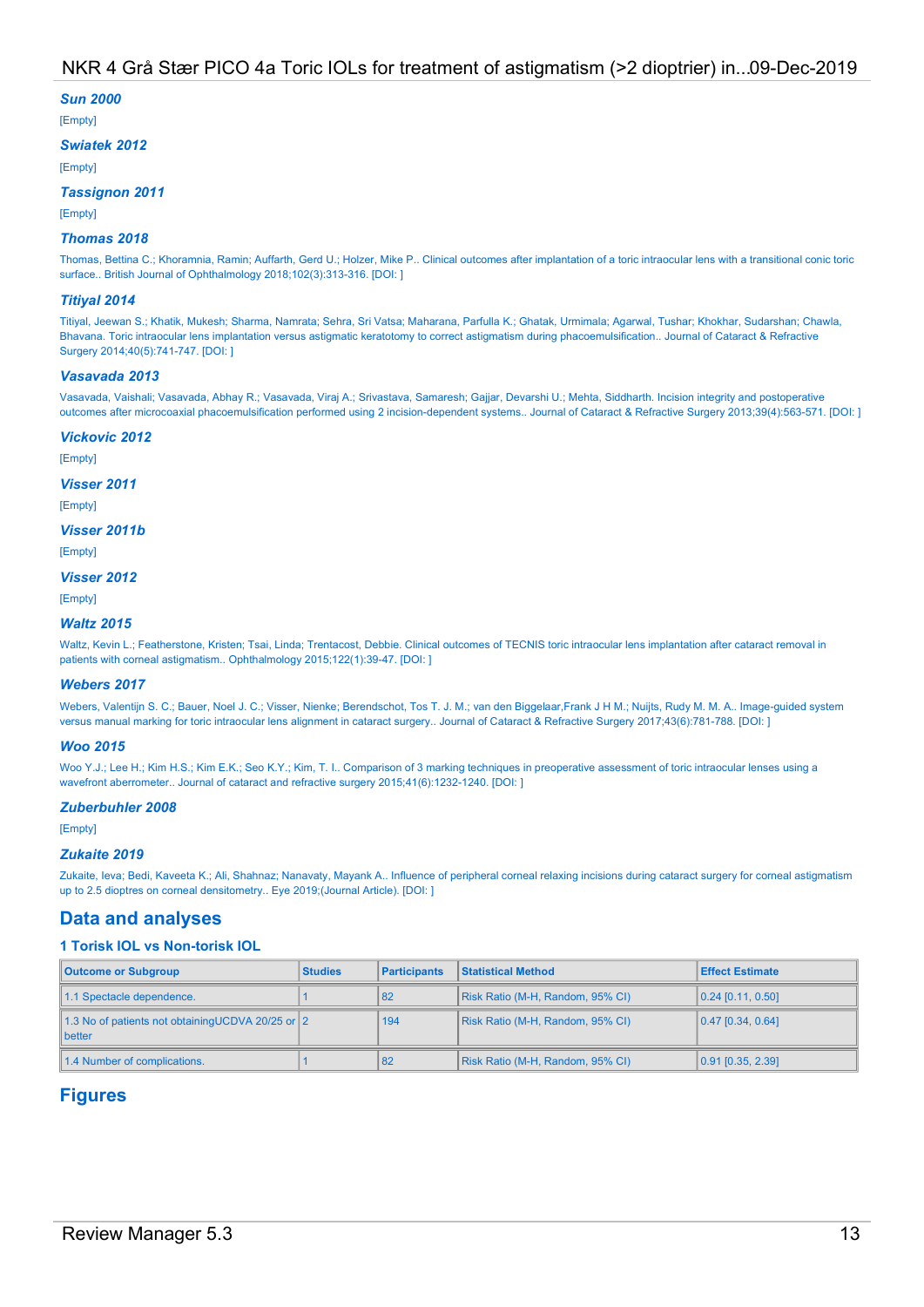### *Sun 2000*

[Empty]

### *Swiatek 2012*

[Empty]

### *Tassignon 2011*

[Empty]

### *Thomas 2018*

Thomas, Bettina C.; Khoramnia, Ramin; Auffarth, Gerd U.; Holzer, Mike P.. Clinical outcomes after implantation of a toric intraocular lens with a transitional conic toric surface.. British Journal of Ophthalmology 2018;102(3):313-316. [DOI: ]

### *Titiyal 2014*

Titiyal, Jeewan S.; Khatik, Mukesh; Sharma, Namrata; Sehra, Sri Vatsa; Maharana, Parfulla K.; Ghatak, Urmimala; Agarwal, Tushar; Khokhar, Sudarshan; Chawla, Bhavana. Toric intraocular lens implantation versus astigmatic keratotomy to correct astigmatism during phacoemulsification.. Journal of Cataract & Refractive Surgery 2014;40(5):741-747. [DOI: ]

### *Vasavada 2013*

Vasavada, Vaishali; Vasavada, Abhay R.; Vasavada, Viraj A.; Srivastava, Samaresh; Gajjar, Devarshi U.; Mehta, Siddharth. Incision integrity and postoperative outcomes after microcoaxial phacoemulsification performed using 2 incision-dependent systems.. Journal of Cataract & Refractive Surgery 2013;39(4):563-571. [DOI: ]

### *Vickovic 2012*

[Empty]

### *Visser 2011*

[Empty]

### *Visser 2011b*

[Empty]

### *Visser 2012*

[Empty]

### *Waltz 2015*

Waltz, Kevin L.; Featherstone, Kristen; Tsai, Linda; Trentacost, Debbie. Clinical outcomes of TECNIS toric intraocular lens implantation after cataract removal in patients with corneal astigmatism.. Ophthalmology 2015;122(1):39-47. [DOI: ]

### *Webers 2017*

Webers, Valentijn S. C.; Bauer, Noel J. C.; Visser, Nienke; Berendschot, Tos T. J. M.; van den Biggelaar,Frank J H M.; Nuijts, Rudy M. M. A.. Image-guided system versus manual marking for toric intraocular lens alignment in cataract surgery.. Journal of Cataract & Refractive Surgery 2017;43(6):781-788. [DOI: ]

### *Woo 2015*

Woo Y.J.; Lee H.; Kim H.S.; Kim E.K.; Seo K.Y.; Kim, T. I.. Comparison of 3 marking techniques in preoperative assessment of toric intraocular lenses using a wavefront aberrometer.. Journal of cataract and refractive surgery 2015;41(6):1232-1240. [DOI: ]

### *Zuberbuhler 2008*

[Empty]

### *Zukaite 2019*

Zukaite, Ieva; Bedi, Kaveeta K.; Ali, Shahnaz; Nanavaty, Mayank A.. Influence of peripheral corneal relaxing incisions during cataract surgery for corneal astigmatism up to 2.5 dioptres on corneal densitometry.. Eye 2019;(Journal Article). [DOI: ]

## Data and analyses

### 1 Torisk IOL vs Non-torisk IOL

| Outcome or Subgroup | Studies | Participants | Statistical Method | Effect Estimate |
|---|---|---|---|---|
| 1.1 Spectacle dependence. | 1 | 82 | Risk Ratio (M-H, Random, 95% CI) | 0.24 [0.11, 0.50] |
| 1.3 No of patients not obtainingUCDVA 20/25 or better | 2 | 194 | Risk Ratio (M-H, Random, 95% CI) | 0.47 [0.34, 0.64] |
| 1.4 Number of complications. | 1 | 82 | Risk Ratio (M-H, Random, 95% CI) | 0.91 [0.35, 2.39] |

## Figures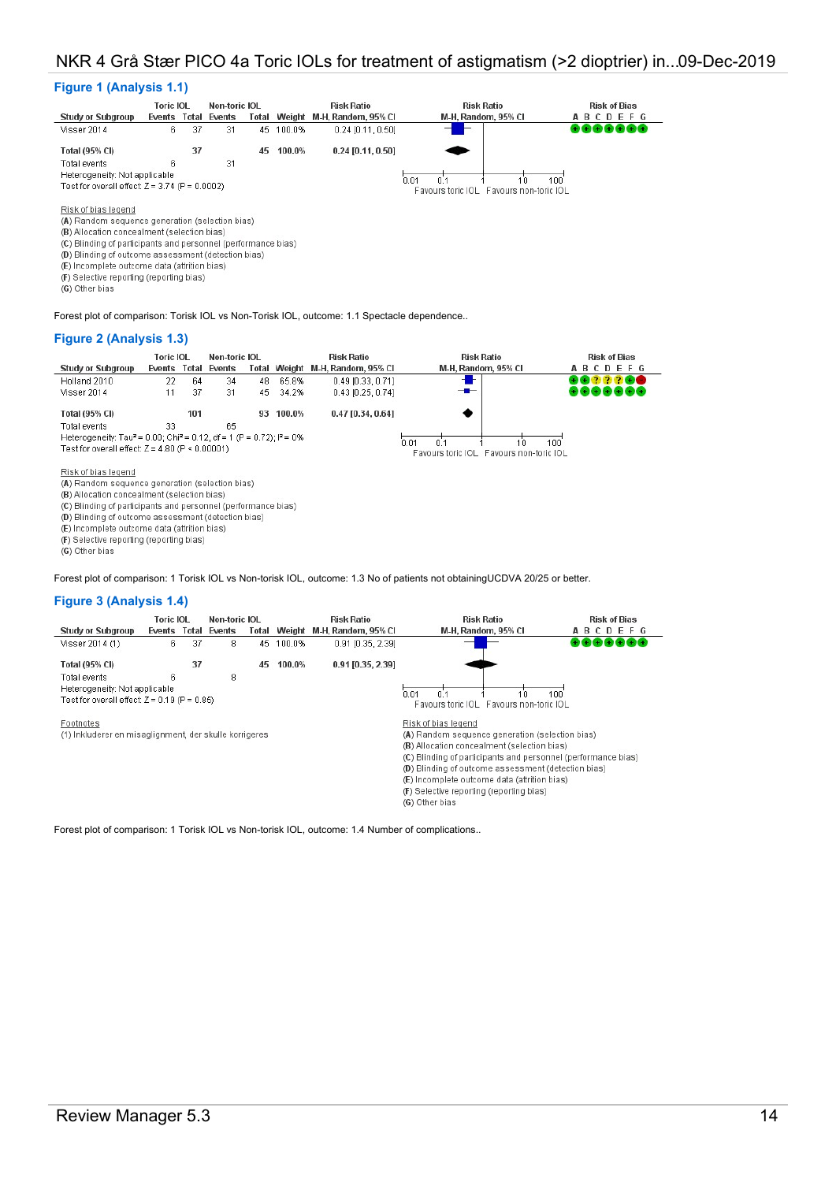## Figure 1 (Analysis 1.1)

| | Toric IOL | | Non-toric IOL | | | Risk Ratio |
|---|---|---|---|---|---|---|
| Study or Subgroup | Events | Total | Events | Total | Weight | M-H, Random, 95% CI |
| Visser 2014 | 6 | 37 | 31 | 45 | 100.0% | 0.24 [0.11, 0.50] |
| **Total (95% CI)** | | **37** | | **45** | **100.0%** | **0.24 [0.11, 0.50]** |
| Total events | 6 | | 31 | | | |

Heterogeneity: Not applicable

Test for overall effect: Z = 3.74 (P = 0.0002)

Risk Ratio
M-H, Random, 95% CI
0.01 0.1 1 10 100
Favours toric IOL Favours non-toric IOL

Risk of Bias
A B C D E F G

Risk of bias legend
(A) Random sequence generation (selection bias)
(B) Allocation concealment (selection bias)
(C) Blinding of participants and personnel (performance bias)
(D) Blinding of outcome assessment (detection bias)
(E) Incomplete outcome data (attrition bias)
(F) Selective reporting (reporting bias)
(G) Other bias

Forest plot of comparison: Torisk IOL vs Non-Torisk IOL, outcome: 1.1 Spectacle dependence..

## Figure 2 (Analysis 1.3)

| | Toric IOL | | Non-toric IOL | | | Risk Ratio |
|---|---|---|---|---|---|---|
| Study or Subgroup | Events | Total | Events | Total | Weight | M-H, Random, 95% CI |
| Holland 2010 | 22 | 64 | 34 | 48 | 65.8% | 0.49 [0.33, 0.71] |
| Visser 2014 | 11 | 37 | 31 | 45 | 34.2% | 0.43 [0.25, 0.74] |
| **Total (95% CI)** | | **101** | | **93** | **100.0%** | **0.47 [0.34, 0.64]** |
| Total events | 33 | | 65 | | | |

Heterogeneity: $Tau^2 = 0.00$; $Chi^2 = 0.12$, df = 1 (P = 0.72); $I^2 = 0\%$

Test for overall effect: Z = 4.80 (P < 0.00001)

Risk Ratio
M-H, Random, 95% CI
0.01 0.1 1 10 100
Favours toric IOL Favours non-toric IOL

Risk of Bias
A B C D E F G

Risk of bias legend
(A) Random sequence generation (selection bias)
(B) Allocation concealment (selection bias)
(C) Blinding of participants and personnel (performance bias)
(D) Blinding of outcome assessment (detection bias)
(E) Incomplete outcome data (attrition bias)
(F) Selective reporting (reporting bias)
(G) Other bias

Forest plot of comparison: 1 Torisk IOL vs Non-torisk IOL, outcome: 1.3 No of patients not obtainingUCDVA 20/25 or better.

## Figure 3 (Analysis 1.4)

| | Toric IOL | | Non-toric IOL | | | Risk Ratio |
|---|---|---|---|---|---|---|
| Study or Subgroup | Events | Total | Events | Total | Weight | M-H, Random, 95% CI |
| Visser 2014 (1) | 6 | 37 | 8 | 45 | 100.0% | 0.91 [0.35, 2.39] |
| **Total (95% CI)** | | **37** | | **45** | **100.0%** | **0.91 [0.35, 2.39]** |
| Total events | 6 | | 8 | | | |

Heterogeneity: Not applicable

Test for overall effect: Z = 0.19 (P = 0.85)

Risk Ratio
M-H, Random, 95% CI
0.01 0.1 1 10 100
Favours toric IOL Favours non-toric IOL

Risk of Bias
A B C D E F G

Footnotes
(1) Inkluderer en misalignment, der skulle korrigeres

Risk of bias legend
(A) Random sequence generation (selection bias)
(B) Allocation concealment (selection bias)
(C) Blinding of participants and personnel (performance bias)
(D) Blinding of outcome assessment (detection bias)
(E) Incomplete outcome data (attrition bias)
(F) Selective reporting (reporting bias)
(G) Other bias

Forest plot of comparison: 1 Torisk IOL vs Non-torisk IOL, outcome: 1.4 Number of complications..